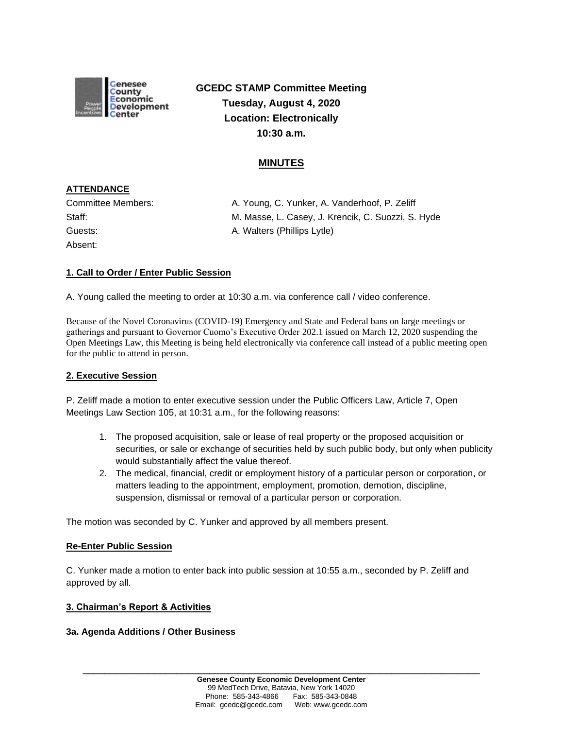# GCEDC STAMP Committee Meeting

**Tuesday, August 4, 2020**
**Location: Electronically**
**10:30 a.m.**

## MINUTES

### ATTENDANCE

| | |
|---|---|
| Committee Members: | A. Young, C. Yunker, A. Vanderhoof, P. Zeliff |
| Staff: | M. Masse, L. Casey, J. Krencik, C. Suozzi, S. Hyde |
| Guests: | A. Walters (Phillips Lytle) |
| Absent: | |

### 1. Call to Order / Enter Public Session

A. Young called the meeting to order at 10:30 a.m. via conference call / video conference.

Because of the Novel Coronavirus (COVID-19) Emergency and State and Federal bans on large meetings or gatherings and pursuant to Governor Cuomo's Executive Order 202.1 issued on March 12, 2020 suspending the Open Meetings Law, this Meeting is being held electronically via conference call instead of a public meeting open for the public to attend in person.

### 2. Executive Session

P. Zeliff made a motion to enter executive session under the Public Officers Law, Article 7, Open Meetings Law Section 105, at 10:31 a.m., for the following reasons:

1. The proposed acquisition, sale or lease of real property or the proposed acquisition or securities, or sale or exchange of securities held by such public body, but only when publicity would substantially affect the value thereof.
2. The medical, financial, credit or employment history of a particular person or corporation, or matters leading to the appointment, employment, promotion, demotion, discipline, suspension, dismissal or removal of a particular person or corporation.

The motion was seconded by C. Yunker and approved by all members present.

### Re-Enter Public Session

C. Yunker made a motion to enter back into public session at 10:55 a.m., seconded by P. Zeliff and approved by all.

### 3. Chairman's Report & Activities

#### 3a. Agenda Additions / Other Business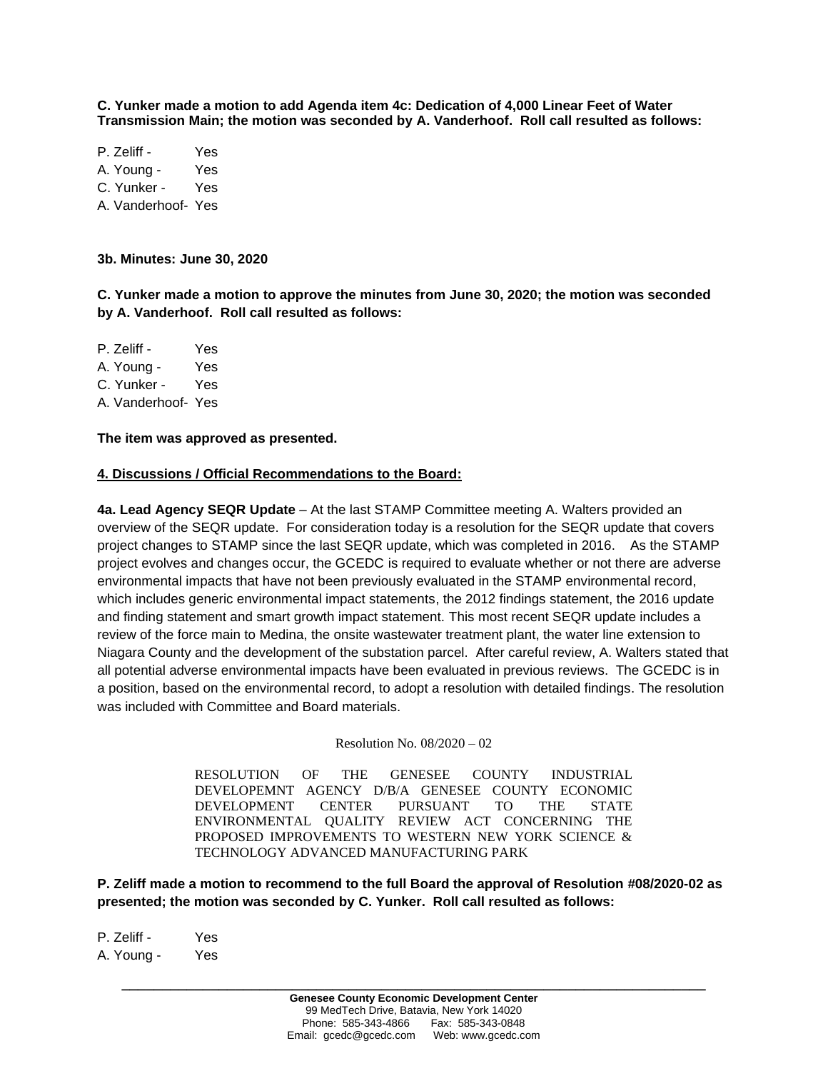**C. Yunker made a motion to add Agenda item 4c: Dedication of 4,000 Linear Feet of Water Transmission Main; the motion was seconded by A. Vanderhoof. Roll call resulted as follows:**

P. Zeliff - Yes
A. Young - Yes
C. Yunker - Yes
A. Vanderhoof- Yes

**3b. Minutes: June 30, 2020**

**C. Yunker made a motion to approve the minutes from June 30, 2020; the motion was seconded by A. Vanderhoof. Roll call resulted as follows:**

P. Zeliff - Yes
A. Young - Yes
C. Yunker - Yes
A. Vanderhoof- Yes

**The item was approved as presented.**

**4. Discussions / Official Recommendations to the Board:**

**4a. Lead Agency SEQR Update** – At the last STAMP Committee meeting A. Walters provided an overview of the SEQR update. For consideration today is a resolution for the SEQR update that covers project changes to STAMP since the last SEQR update, which was completed in 2016. As the STAMP project evolves and changes occur, the GCEDC is required to evaluate whether or not there are adverse environmental impacts that have not been previously evaluated in the STAMP environmental record, which includes generic environmental impact statements, the 2012 findings statement, the 2016 update and finding statement and smart growth impact statement. This most recent SEQR update includes a review of the force main to Medina, the onsite wastewater treatment plant, the water line extension to Niagara County and the development of the substation parcel. After careful review, A. Walters stated that all potential adverse environmental impacts have been evaluated in previous reviews. The GCEDC is in a position, based on the environmental record, to adopt a resolution with detailed findings. The resolution was included with Committee and Board materials.

Resolution No. 08/2020 – 02

RESOLUTION OF THE GENESEE COUNTY INDUSTRIAL DEVELOPEMNT AGENCY D/B/A GENESEE COUNTY ECONOMIC DEVELOPMENT CENTER PURSUANT TO THE STATE ENVIRONMENTAL QUALITY REVIEW ACT CONCERNING THE PROPOSED IMPROVEMENTS TO WESTERN NEW YORK SCIENCE & TECHNOLOGY ADVANCED MANUFACTURING PARK

**P. Zeliff made a motion to recommend to the full Board the approval of Resolution #08/2020-02 as presented; the motion was seconded by C. Yunker. Roll call resulted as follows:**

P. Zeliff - Yes
A. Young - Yes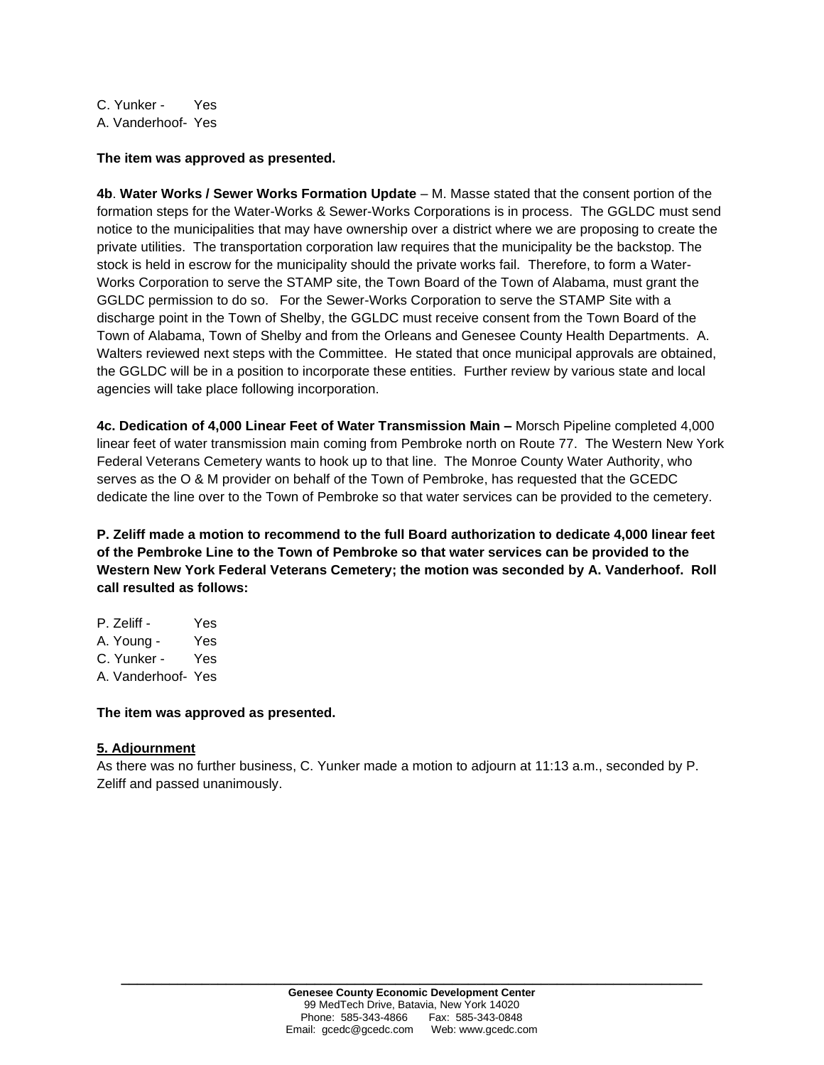C. Yunker - Yes
A. Vanderhoof- Yes

**The item was approved as presented.**

**4b**. **Water Works / Sewer Works Formation Update** – M. Masse stated that the consent portion of the formation steps for the Water-Works & Sewer-Works Corporations is in process. The GGLDC must send notice to the municipalities that may have ownership over a district where we are proposing to create the private utilities. The transportation corporation law requires that the municipality be the backstop. The stock is held in escrow for the municipality should the private works fail. Therefore, to form a Water-Works Corporation to serve the STAMP site, the Town Board of the Town of Alabama, must grant the GGLDC permission to do so. For the Sewer-Works Corporation to serve the STAMP Site with a discharge point in the Town of Shelby, the GGLDC must receive consent from the Town Board of the Town of Alabama, Town of Shelby and from the Orleans and Genesee County Health Departments. A. Walters reviewed next steps with the Committee. He stated that once municipal approvals are obtained, the GGLDC will be in a position to incorporate these entities. Further review by various state and local agencies will take place following incorporation.

**4c. Dedication of 4,000 Linear Feet of Water Transmission Main –** Morsch Pipeline completed 4,000 linear feet of water transmission main coming from Pembroke north on Route 77. The Western New York Federal Veterans Cemetery wants to hook up to that line. The Monroe County Water Authority, who serves as the O & M provider on behalf of the Town of Pembroke, has requested that the GCEDC dedicate the line over to the Town of Pembroke so that water services can be provided to the cemetery.

**P. Zeliff made a motion to recommend to the full Board authorization to dedicate 4,000 linear feet of the Pembroke Line to the Town of Pembroke so that water services can be provided to the Western New York Federal Veterans Cemetery; the motion was seconded by A. Vanderhoof. Roll call resulted as follows:**

P. Zeliff - Yes
A. Young - Yes
C. Yunker - Yes
A. Vanderhoof- Yes

**The item was approved as presented.**

**5. Adjournment**

As there was no further business, C. Yunker made a motion to adjourn at 11:13 a.m., seconded by P. Zeliff and passed unanimously.